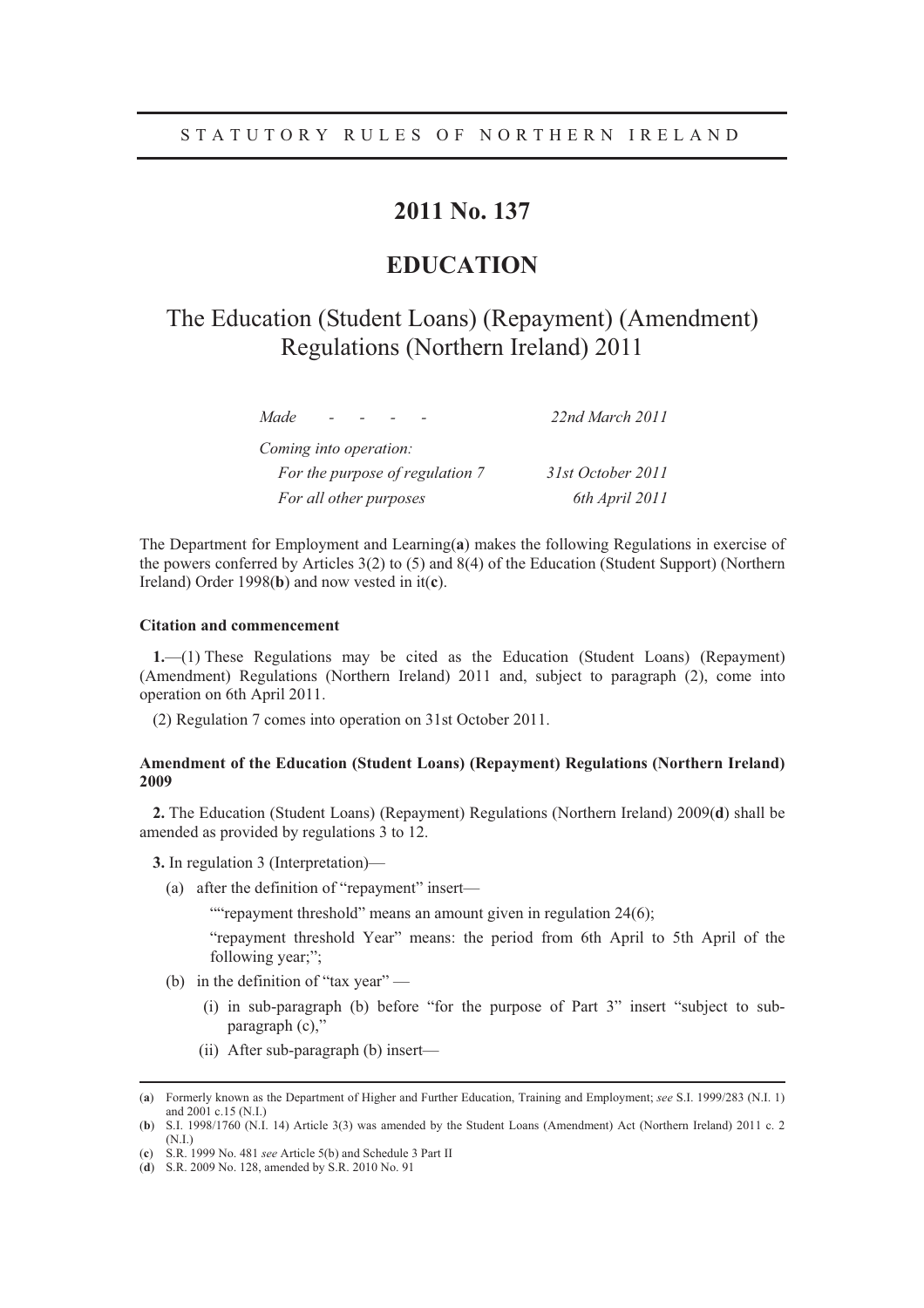STATUTORY RULES OF NORTHERN IRELAND

# 2011 No. 137

# EDUCATION

## The Education (Student Loans) (Repayment) (Amendment) Regulations (Northern Ireland) 2011

| | |
|---|---|
| *Made - - - -* | *22nd March 2011* |
| *Coming into operation:* | |
| *For the purpose of regulation 7* | *31st October 2011* |
| *For all other purposes* | *6th April 2011* |

The Department for Employment and Learning(**a**) makes the following Regulations in exercise of the powers conferred by Articles 3(2) to (5) and 8(4) of the Education (Student Support) (Northern Ireland) Order 1998(**b**) and now vested in it(**c**).

**Citation and commencement**

**1.**—(1) These Regulations may be cited as the Education (Student Loans) (Repayment) (Amendment) Regulations (Northern Ireland) 2011 and, subject to paragraph (2), come into operation on 6th April 2011.

(2) Regulation 7 comes into operation on 31st October 2011.

**Amendment of the Education (Student Loans) (Repayment) Regulations (Northern Ireland) 2009**

**2.** The Education (Student Loans) (Repayment) Regulations (Northern Ireland) 2009(**d**) shall be amended as provided by regulations 3 to 12.

**3.** In regulation 3 (Interpretation)—

(a) after the definition of "repayment" insert—

""repayment threshold" means an amount given in regulation 24(6);

"repayment threshold Year" means: the period from 6th April to 5th April of the following year;";

(b) in the definition of "tax year" —

(i) in sub-paragraph (b) before "for the purpose of Part 3" insert "subject to sub-paragraph (c),"

(ii) After sub-paragraph (b) insert—

---

(**a**) Formerly known as the Department of Higher and Further Education, Training and Employment; *see* S.I. 1999/283 (N.I. 1) and 2001 c.15 (N.I.)

(**b**) S.I. 1998/1760 (N.I. 14) Article 3(3) was amended by the Student Loans (Amendment) Act (Northern Ireland) 2011 c. 2 (N.I.)

(**c**) S.R. 1999 No. 481 *see* Article 5(b) and Schedule 3 Part II

(**d**) S.R. 2009 No. 128, amended by S.R. 2010 No. 91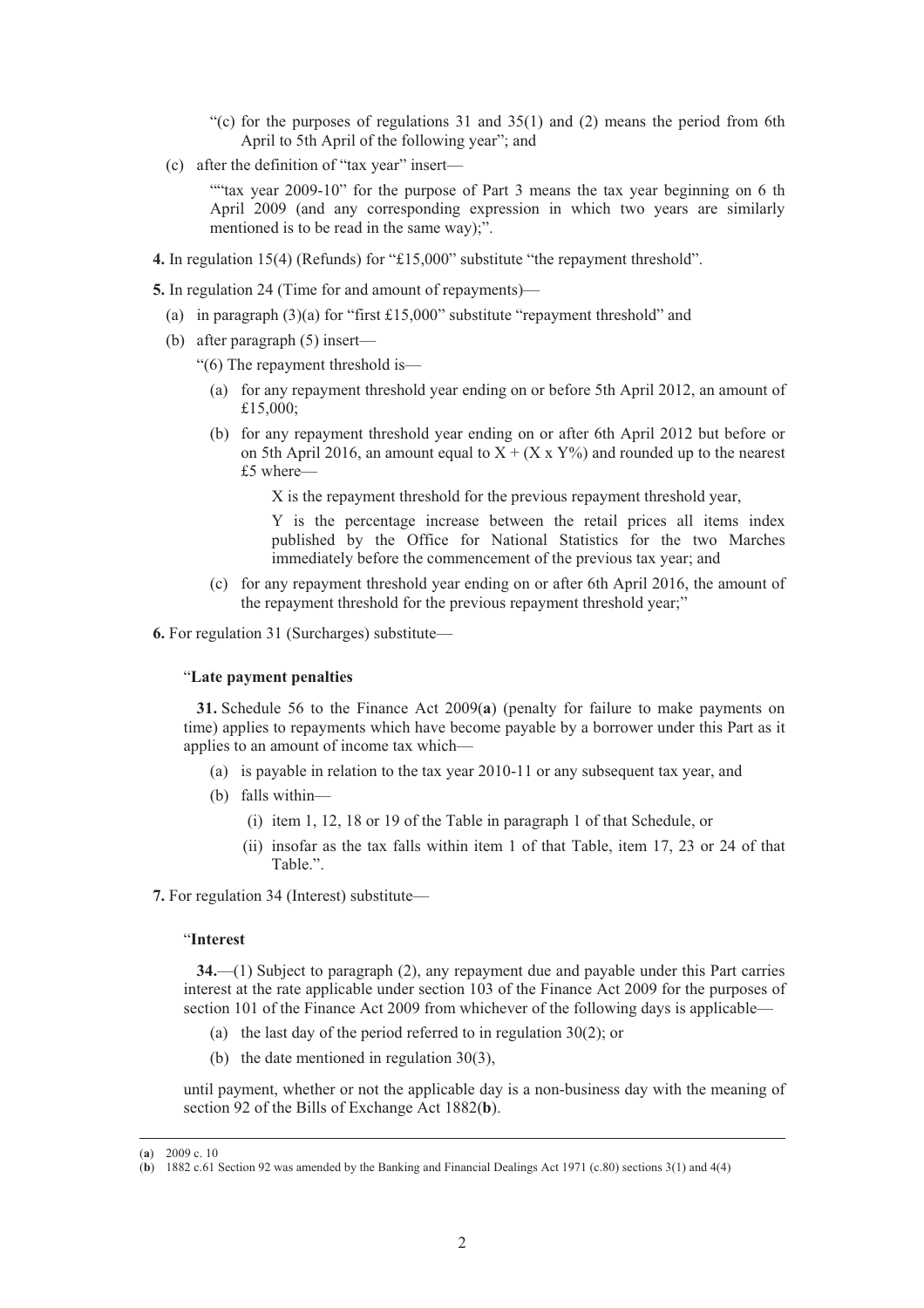"(c) for the purposes of regulations 31 and 35(1) and (2) means the period from 6th April to 5th April of the following year"; and

(c) after the definition of "tax year" insert—

""tax year 2009-10" for the purpose of Part 3 means the tax year beginning on 6 th April 2009 (and any corresponding expression in which two years are similarly mentioned is to be read in the same way);".

**4.** In regulation 15(4) (Refunds) for "£15,000" substitute "the repayment threshold".

**5.** In regulation 24 (Time for and amount of repayments)—

(a) in paragraph (3)(a) for "first £15,000" substitute "repayment threshold" and

(b) after paragraph (5) insert—

"(6) The repayment threshold is—

(a) for any repayment threshold year ending on or before 5th April 2012, an amount of £15,000;

(b) for any repayment threshold year ending on or after 6th April 2012 but before or on 5th April 2016, an amount equal to $X + (X \times Y\%)$ and rounded up to the nearest £5 where—

X is the repayment threshold for the previous repayment threshold year,

Y is the percentage increase between the retail prices all items index published by the Office for National Statistics for the two Marches immediately before the commencement of the previous tax year; and

(c) for any repayment threshold year ending on or after 6th April 2016, the amount of the repayment threshold for the previous repayment threshold year;"

**6.** For regulation 31 (Surcharges) substitute—

"**Late payment penalties**

**31.** Schedule 56 to the Finance Act 2009(**a**) (penalty for failure to make payments on time) applies to repayments which have become payable by a borrower under this Part as it applies to an amount of income tax which—

(a) is payable in relation to the tax year 2010-11 or any subsequent tax year, and

(b) falls within—

(i) item 1, 12, 18 or 19 of the Table in paragraph 1 of that Schedule, or

(ii) insofar as the tax falls within item 1 of that Table, item 17, 23 or 24 of that Table.".

**7.** For regulation 34 (Interest) substitute—

"**Interest**

**34.**—(1) Subject to paragraph (2), any repayment due and payable under this Part carries interest at the rate applicable under section 103 of the Finance Act 2009 for the purposes of section 101 of the Finance Act 2009 from whichever of the following days is applicable—

(a) the last day of the period referred to in regulation 30(2); or

(b) the date mentioned in regulation 30(3),

until payment, whether or not the applicable day is a non-business day with the meaning of section 92 of the Bills of Exchange Act 1882(**b**).

---

(**a**) 2009 c. 10

(**b**) 1882 c.61 Section 92 was amended by the Banking and Financial Dealings Act 1971 (c.80) sections 3(1) and 4(4)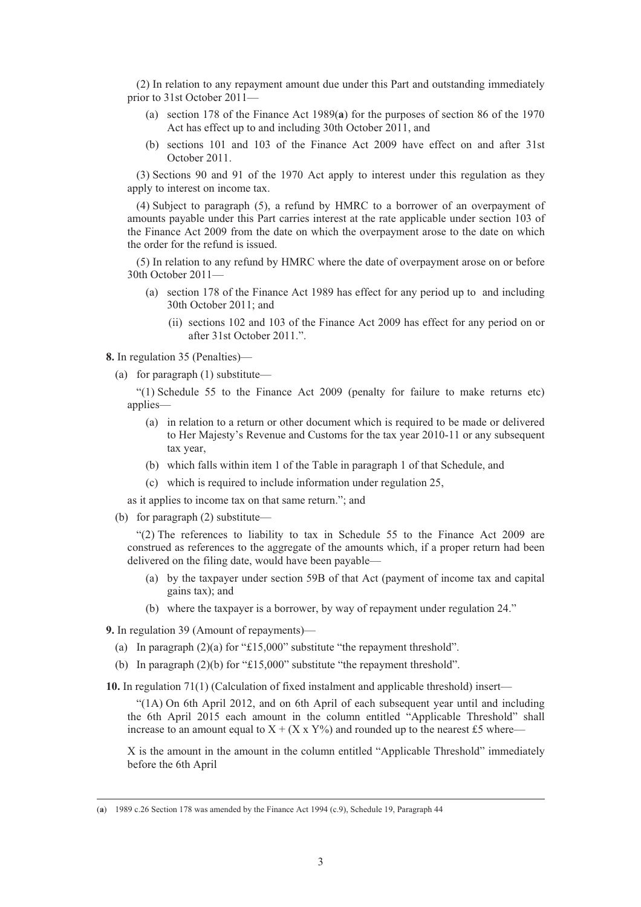(2) In relation to any repayment amount due under this Part and outstanding immediately prior to 31st October 2011—

(a) section 178 of the Finance Act 1989(**a**) for the purposes of section 86 of the 1970 Act has effect up to and including 30th October 2011, and

(b) sections 101 and 103 of the Finance Act 2009 have effect on and after 31st October 2011.

(3) Sections 90 and 91 of the 1970 Act apply to interest under this regulation as they apply to interest on income tax.

(4) Subject to paragraph (5), a refund by HMRC to a borrower of an overpayment of amounts payable under this Part carries interest at the rate applicable under section 103 of the Finance Act 2009 from the date on which the overpayment arose to the date on which the order for the refund is issued.

(5) In relation to any refund by HMRC where the date of overpayment arose on or before 30th October 2011—

(a) section 178 of the Finance Act 1989 has effect for any period up to and including 30th October 2011; and

(ii) sections 102 and 103 of the Finance Act 2009 has effect for any period on or after 31st October 2011.".

**8.** In regulation 35 (Penalties)—

(a) for paragraph (1) substitute—

"(1) Schedule 55 to the Finance Act 2009 (penalty for failure to make returns etc) applies—

(a) in relation to a return or other document which is required to be made or delivered to Her Majesty's Revenue and Customs for the tax year 2010-11 or any subsequent tax year,

(b) which falls within item 1 of the Table in paragraph 1 of that Schedule, and

(c) which is required to include information under regulation 25,

as it applies to income tax on that same return."; and

(b) for paragraph (2) substitute—

"(2) The references to liability to tax in Schedule 55 to the Finance Act 2009 are construed as references to the aggregate of the amounts which, if a proper return had been delivered on the filing date, would have been payable—

(a) by the taxpayer under section 59B of that Act (payment of income tax and capital gains tax); and

(b) where the taxpayer is a borrower, by way of repayment under regulation 24."

**9.** In regulation 39 (Amount of repayments)—

(a) In paragraph (2)(a) for "£15,000" substitute "the repayment threshold".

(b) In paragraph (2)(b) for "£15,000" substitute "the repayment threshold".

**10.** In regulation 71(1) (Calculation of fixed instalment and applicable threshold) insert—

"(1A) On 6th April 2012, and on 6th April of each subsequent year until and including the 6th April 2015 each amount in the column entitled "Applicable Threshold" shall increase to an amount equal to $X + (X \times Y\%)$ and rounded up to the nearest £5 where—

X is the amount in the amount in the column entitled "Applicable Threshold" immediately before the 6th April

---

(**a**) 1989 c.26 Section 178 was amended by the Finance Act 1994 (c.9), Schedule 19, Paragraph 44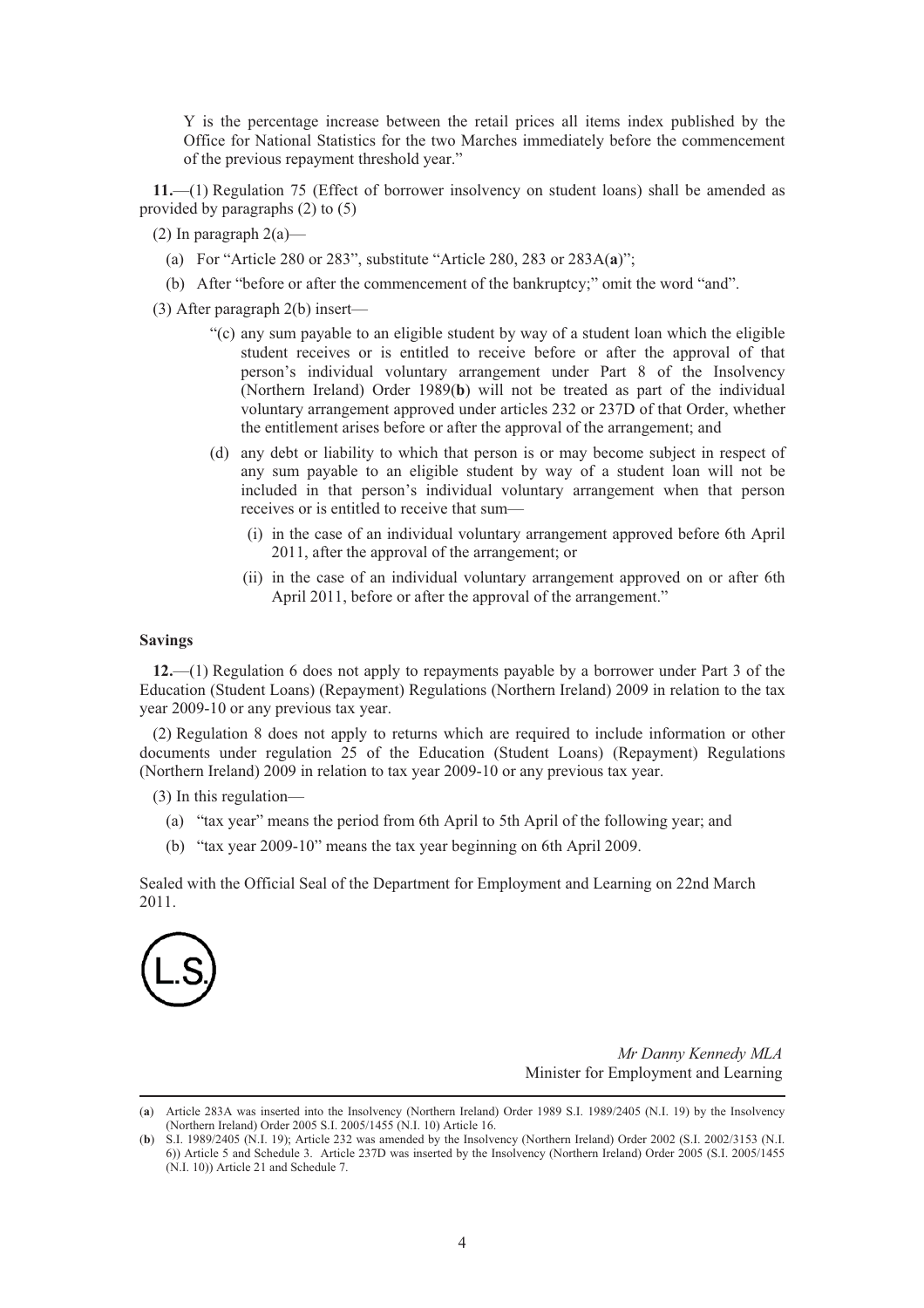Y is the percentage increase between the retail prices all items index published by the Office for National Statistics for the two Marches immediately before the commencement of the previous repayment threshold year."

**11.**—(1) Regulation 75 (Effect of borrower insolvency on student loans) shall be amended as provided by paragraphs (2) to (5)

(2) In paragraph 2(a)—

(a) For "Article 280 or 283", substitute "Article 280, 283 or 283A(**a**)";

(b) After "before or after the commencement of the bankruptcy;" omit the word "and".

(3) After paragraph 2(b) insert—

"(c) any sum payable to an eligible student by way of a student loan which the eligible student receives or is entitled to receive before or after the approval of that person's individual voluntary arrangement under Part 8 of the Insolvency (Northern Ireland) Order 1989(**b**) will not be treated as part of the individual voluntary arrangement approved under articles 232 or 237D of that Order, whether the entitlement arises before or after the approval of the arrangement; and

(d) any debt or liability to which that person is or may become subject in respect of any sum payable to an eligible student by way of a student loan will not be included in that person's individual voluntary arrangement when that person receives or is entitled to receive that sum—

(i) in the case of an individual voluntary arrangement approved before 6th April 2011, after the approval of the arrangement; or

(ii) in the case of an individual voluntary arrangement approved on or after 6th April 2011, before or after the approval of the arrangement."

**Savings**

**12.**—(1) Regulation 6 does not apply to repayments payable by a borrower under Part 3 of the Education (Student Loans) (Repayment) Regulations (Northern Ireland) 2009 in relation to the tax year 2009-10 or any previous tax year.

(2) Regulation 8 does not apply to returns which are required to include information or other documents under regulation 25 of the Education (Student Loans) (Repayment) Regulations (Northern Ireland) 2009 in relation to tax year 2009-10 or any previous tax year.

(3) In this regulation—

(a) "tax year" means the period from 6th April to 5th April of the following year; and

(b) "tax year 2009-10" means the tax year beginning on 6th April 2009.

Sealed with the Official Seal of the Department for Employment and Learning on 22nd March 2011.

L.S.

*Mr Danny Kennedy MLA*
Minister for Employment and Learning

---

(**a**) Article 283A was inserted into the Insolvency (Northern Ireland) Order 1989 S.I. 1989/2405 (N.I. 19) by the Insolvency (Northern Ireland) Order 2005 S.I. 2005/1455 (N.I. 10) Article 16.

(**b**) S.I. 1989/2405 (N.I. 19); Article 232 was amended by the Insolvency (Northern Ireland) Order 2002 (S.I. 2002/3153 (N.I. 6)) Article 5 and Schedule 3. Article 237D was inserted by the Insolvency (Northern Ireland) Order 2005 (S.I. 2005/1455 (N.I. 10)) Article 21 and Schedule 7.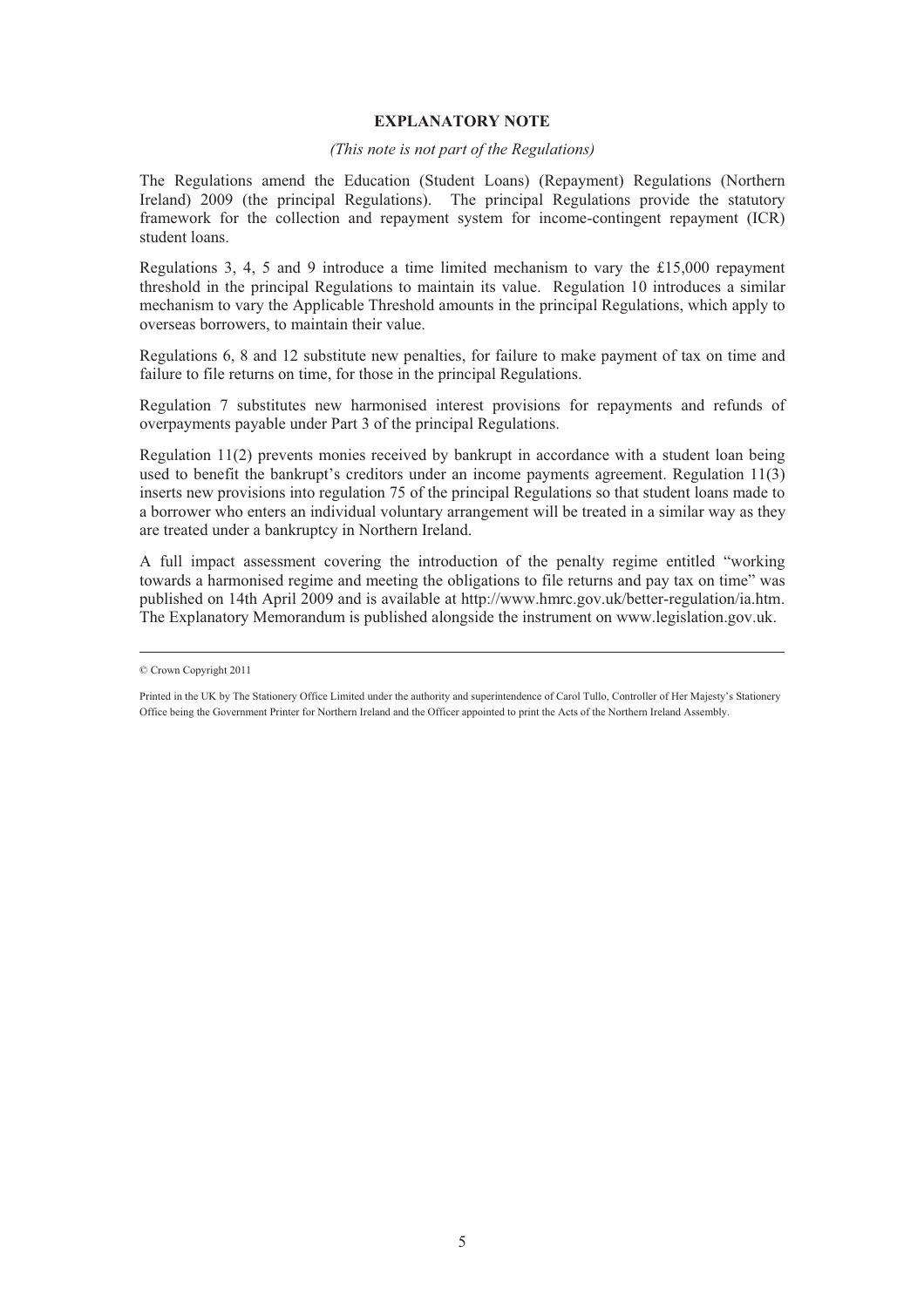## EXPLANATORY NOTE

*(This note is not part of the Regulations)*

The Regulations amend the Education (Student Loans) (Repayment) Regulations (Northern Ireland) 2009 (the principal Regulations). The principal Regulations provide the statutory framework for the collection and repayment system for income-contingent repayment (ICR) student loans.

Regulations 3, 4, 5 and 9 introduce a time limited mechanism to vary the £15,000 repayment threshold in the principal Regulations to maintain its value. Regulation 10 introduces a similar mechanism to vary the Applicable Threshold amounts in the principal Regulations, which apply to overseas borrowers, to maintain their value.

Regulations 6, 8 and 12 substitute new penalties, for failure to make payment of tax on time and failure to file returns on time, for those in the principal Regulations.

Regulation 7 substitutes new harmonised interest provisions for repayments and refunds of overpayments payable under Part 3 of the principal Regulations.

Regulation 11(2) prevents monies received by bankrupt in accordance with a student loan being used to benefit the bankrupt's creditors under an income payments agreement. Regulation 11(3) inserts new provisions into regulation 75 of the principal Regulations so that student loans made to a borrower who enters an individual voluntary arrangement will be treated in a similar way as they are treated under a bankruptcy in Northern Ireland.

A full impact assessment covering the introduction of the penalty regime entitled "working towards a harmonised regime and meeting the obligations to file returns and pay tax on time" was published on 14th April 2009 and is available at http://www.hmrc.gov.uk/better-regulation/ia.htm. The Explanatory Memorandum is published alongside the instrument on www.legislation.gov.uk.

---

© Crown Copyright 2011

Printed in the UK by The Stationery Office Limited under the authority and superintendence of Carol Tullo, Controller of Her Majesty's Stationery Office being the Government Printer for Northern Ireland and the Officer appointed to print the Acts of the Northern Ireland Assembly.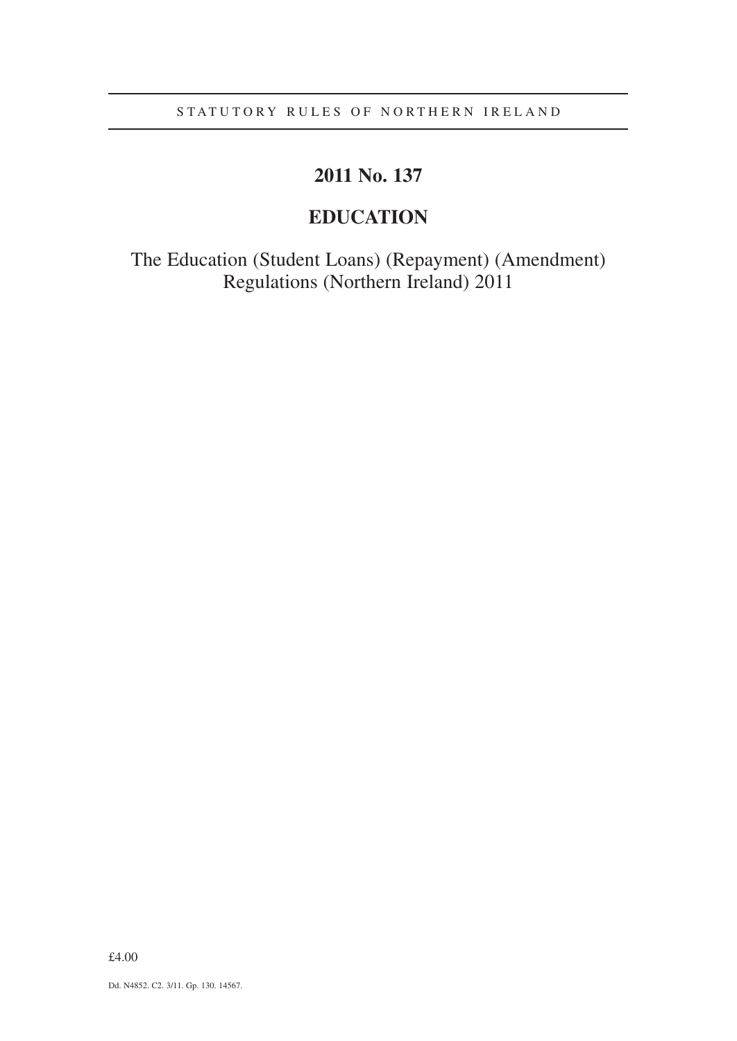STATUTORY RULES OF NORTHERN IRELAND

# 2011 No. 137

## EDUCATION

The Education (Student Loans) (Repayment) (Amendment) Regulations (Northern Ireland) 2011

£4.00

Dd. N4852. C2. 3/11. Gp. 130. 14567.